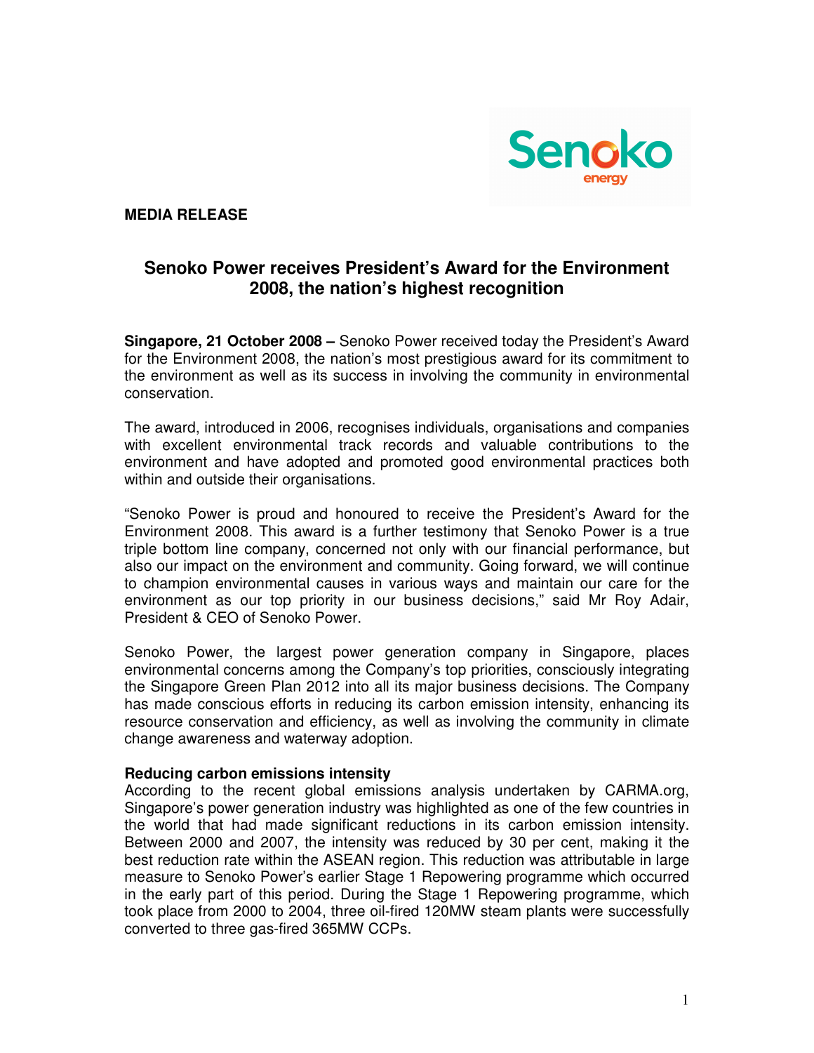**MEDIA RELEASE**

# Senoko Power receives President's Award for the Environment 2008, the nation's highest recognition

**Singapore, 21 October 2008 –** Senoko Power received today the President's Award for the Environment 2008, the nation's most prestigious award for its commitment to the environment as well as its success in involving the community in environmental conservation.

The award, introduced in 2006, recognises individuals, organisations and companies with excellent environmental track records and valuable contributions to the environment and have adopted and promoted good environmental practices both within and outside their organisations.

"Senoko Power is proud and honoured to receive the President's Award for the Environment 2008. This award is a further testimony that Senoko Power is a true triple bottom line company, concerned not only with our financial performance, but also our impact on the environment and community. Going forward, we will continue to champion environmental causes in various ways and maintain our care for the environment as our top priority in our business decisions," said Mr Roy Adair, President & CEO of Senoko Power.

Senoko Power, the largest power generation company in Singapore, places environmental concerns among the Company's top priorities, consciously integrating the Singapore Green Plan 2012 into all its major business decisions. The Company has made conscious efforts in reducing its carbon emission intensity, enhancing its resource conservation and efficiency, as well as involving the community in climate change awareness and waterway adoption.

**Reducing carbon emissions intensity**

According to the recent global emissions analysis undertaken by CARMA.org, Singapore's power generation industry was highlighted as one of the few countries in the world that had made significant reductions in its carbon emission intensity. Between 2000 and 2007, the intensity was reduced by 30 per cent, making it the best reduction rate within the ASEAN region. This reduction was attributable in large measure to Senoko Power's earlier Stage 1 Repowering programme which occurred in the early part of this period. During the Stage 1 Repowering programme, which took place from 2000 to 2004, three oil-fired 120MW steam plants were successfully converted to three gas-fired 365MW CCPs.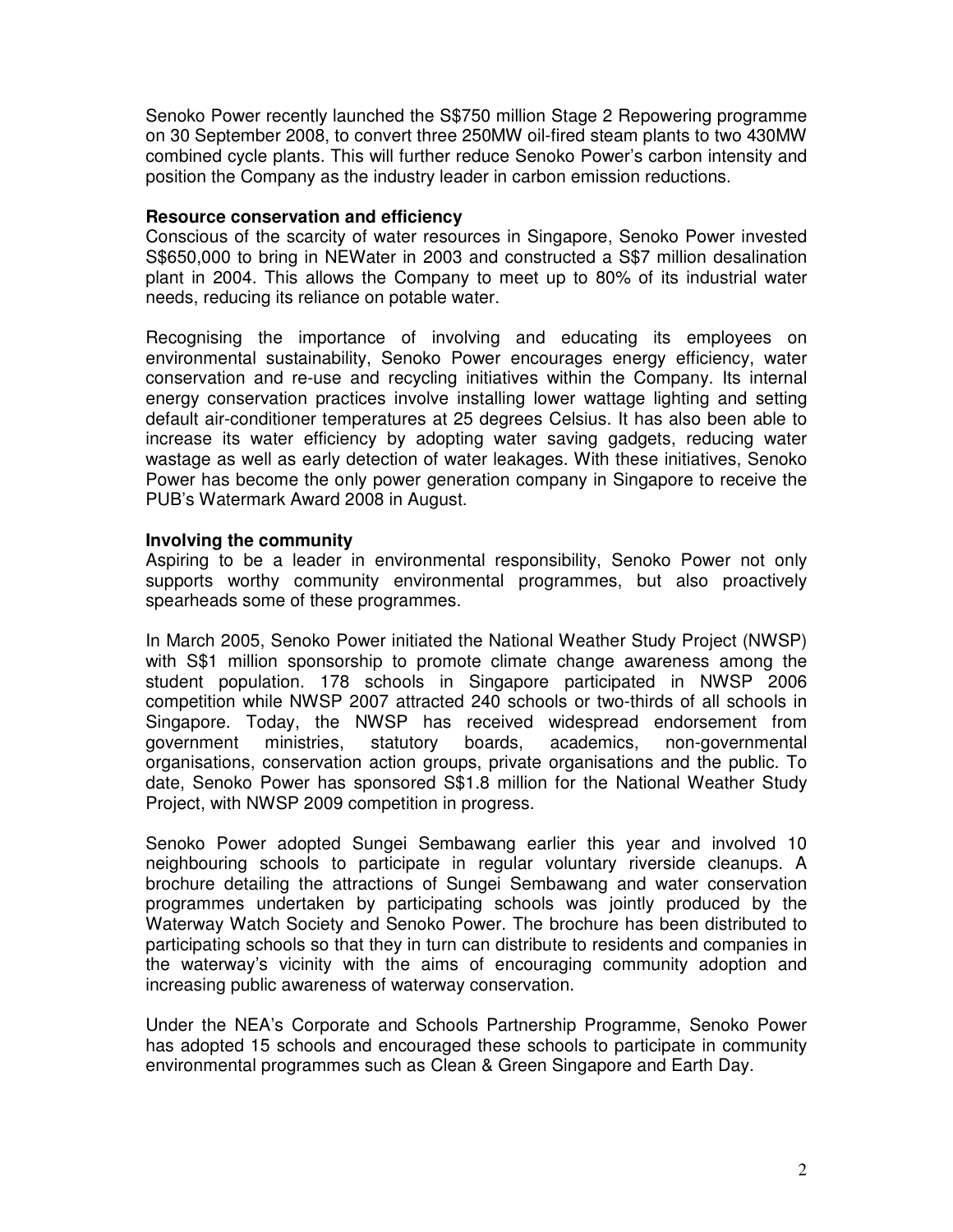Senoko Power recently launched the S$750 million Stage 2 Repowering programme on 30 September 2008, to convert three 250MW oil-fired steam plants to two 430MW combined cycle plants. This will further reduce Senoko Power's carbon intensity and position the Company as the industry leader in carbon emission reductions.

**Resource conservation and efficiency**

Conscious of the scarcity of water resources in Singapore, Senoko Power invested S$650,000 to bring in NEWater in 2003 and constructed a S$7 million desalination plant in 2004. This allows the Company to meet up to 80% of its industrial water needs, reducing its reliance on potable water.

Recognising the importance of involving and educating its employees on environmental sustainability, Senoko Power encourages energy efficiency, water conservation and re-use and recycling initiatives within the Company. Its internal energy conservation practices involve installing lower wattage lighting and setting default air-conditioner temperatures at 25 degrees Celsius. It has also been able to increase its water efficiency by adopting water saving gadgets, reducing water wastage as well as early detection of water leakages. With these initiatives, Senoko Power has become the only power generation company in Singapore to receive the PUB's Watermark Award 2008 in August.

**Involving the community**

Aspiring to be a leader in environmental responsibility, Senoko Power not only supports worthy community environmental programmes, but also proactively spearheads some of these programmes.

In March 2005, Senoko Power initiated the National Weather Study Project (NWSP) with S$1 million sponsorship to promote climate change awareness among the student population. 178 schools in Singapore participated in NWSP 2006 competition while NWSP 2007 attracted 240 schools or two-thirds of all schools in Singapore. Today, the NWSP has received widespread endorsement from government ministries, statutory boards, academics, non-governmental organisations, conservation action groups, private organisations and the public. To date, Senoko Power has sponsored S$1.8 million for the National Weather Study Project, with NWSP 2009 competition in progress.

Senoko Power adopted Sungei Sembawang earlier this year and involved 10 neighbouring schools to participate in regular voluntary riverside cleanups. A brochure detailing the attractions of Sungei Sembawang and water conservation programmes undertaken by participating schools was jointly produced by the Waterway Watch Society and Senoko Power. The brochure has been distributed to participating schools so that they in turn can distribute to residents and companies in the waterway's vicinity with the aims of encouraging community adoption and increasing public awareness of waterway conservation.

Under the NEA's Corporate and Schools Partnership Programme, Senoko Power has adopted 15 schools and encouraged these schools to participate in community environmental programmes such as Clean & Green Singapore and Earth Day.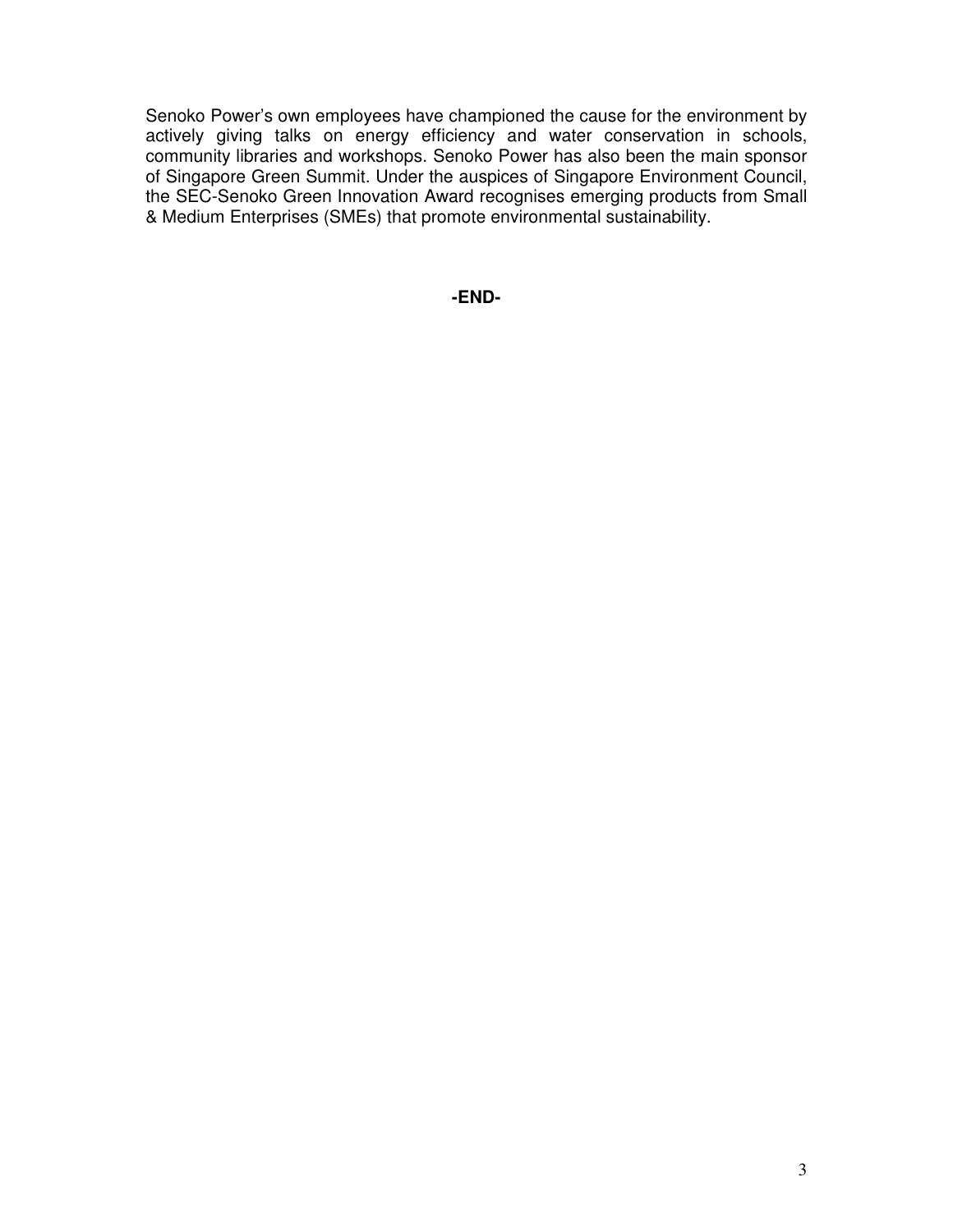Senoko Power's own employees have championed the cause for the environment by actively giving talks on energy efficiency and water conservation in schools, community libraries and workshops. Senoko Power has also been the main sponsor of Singapore Green Summit. Under the auspices of Singapore Environment Council, the SEC-Senoko Green Innovation Award recognises emerging products from Small & Medium Enterprises (SMEs) that promote environmental sustainability.

**-END-**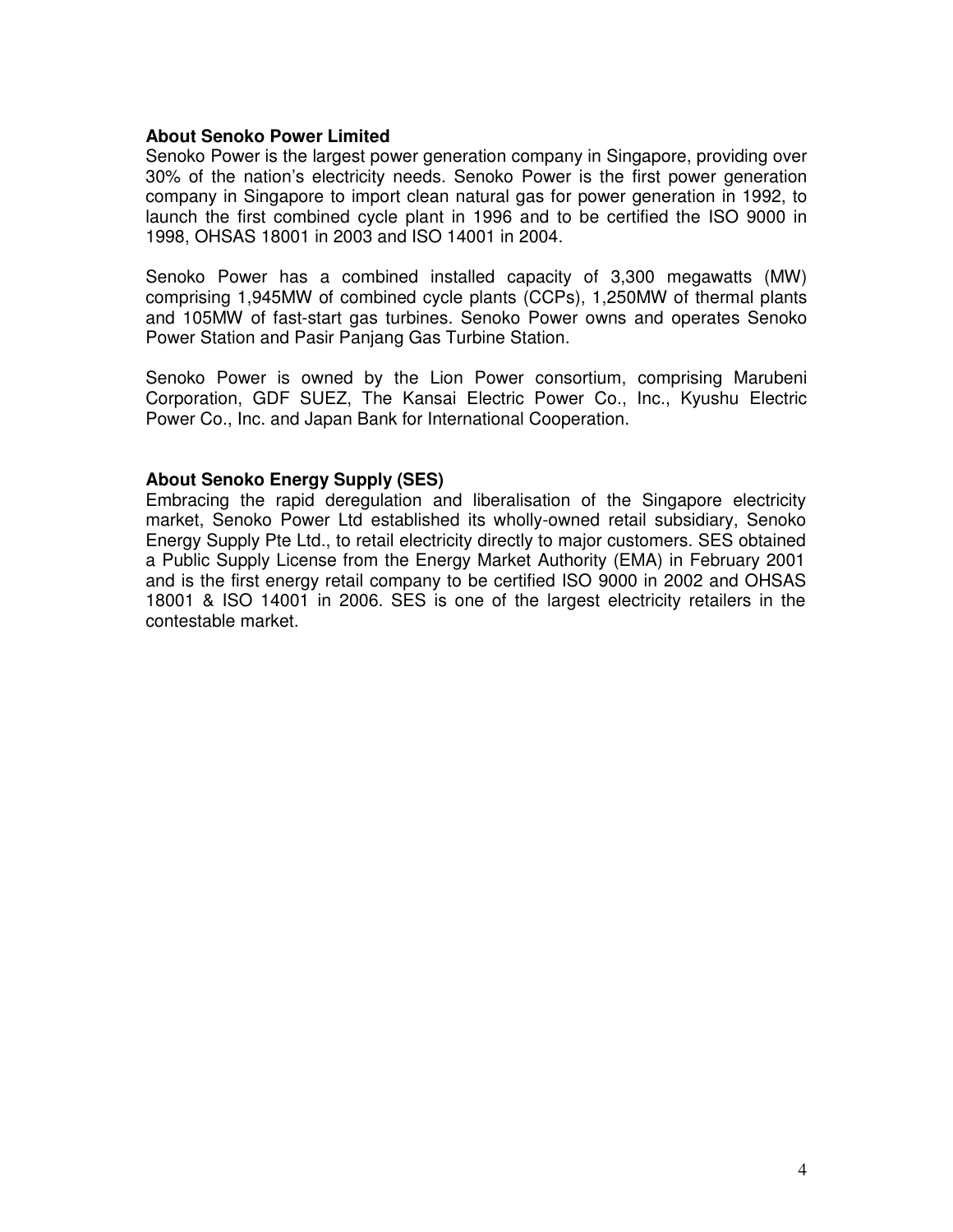**About Senoko Power Limited**

Senoko Power is the largest power generation company in Singapore, providing over 30% of the nation's electricity needs. Senoko Power is the first power generation company in Singapore to import clean natural gas for power generation in 1992, to launch the first combined cycle plant in 1996 and to be certified the ISO 9000 in 1998, OHSAS 18001 in 2003 and ISO 14001 in 2004.

Senoko Power has a combined installed capacity of 3,300 megawatts (MW) comprising 1,945MW of combined cycle plants (CCPs), 1,250MW of thermal plants and 105MW of fast-start gas turbines. Senoko Power owns and operates Senoko Power Station and Pasir Panjang Gas Turbine Station.

Senoko Power is owned by the Lion Power consortium, comprising Marubeni Corporation, GDF SUEZ, The Kansai Electric Power Co., Inc., Kyushu Electric Power Co., Inc. and Japan Bank for International Cooperation.

**About Senoko Energy Supply (SES)**

Embracing the rapid deregulation and liberalisation of the Singapore electricity market, Senoko Power Ltd established its wholly-owned retail subsidiary, Senoko Energy Supply Pte Ltd., to retail electricity directly to major customers. SES obtained a Public Supply License from the Energy Market Authority (EMA) in February 2001 and is the first energy retail company to be certified ISO 9000 in 2002 and OHSAS 18001 & ISO 14001 in 2006. SES is one of the largest electricity retailers in the contestable market.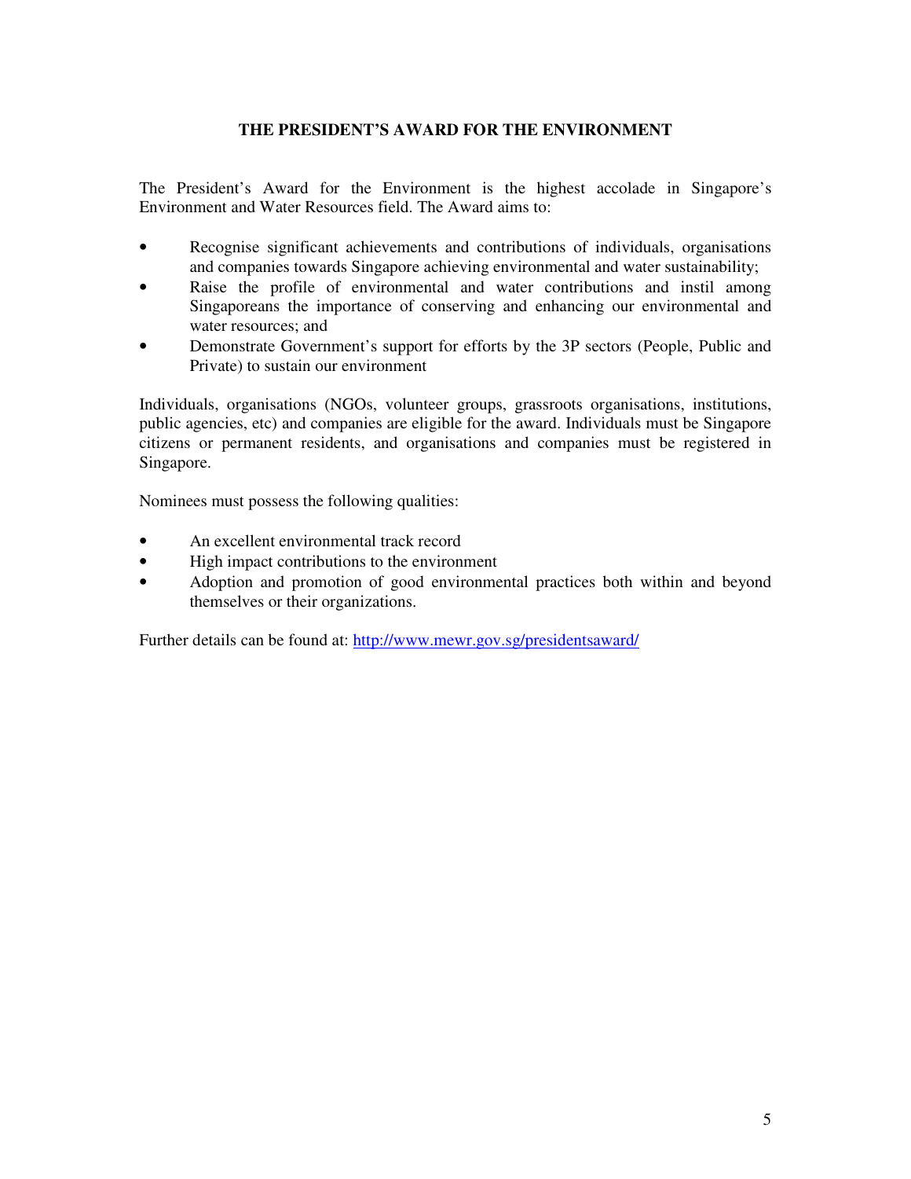# THE PRESIDENT'S AWARD FOR THE ENVIRONMENT

The President's Award for the Environment is the highest accolade in Singapore's Environment and Water Resources field. The Award aims to:

- Recognise significant achievements and contributions of individuals, organisations and companies towards Singapore achieving environmental and water sustainability;
- Raise the profile of environmental and water contributions and instil among Singaporeans the importance of conserving and enhancing our environmental and water resources; and
- Demonstrate Government's support for efforts by the 3P sectors (People, Public and Private) to sustain our environment

Individuals, organisations (NGOs, volunteer groups, grassroots organisations, institutions, public agencies, etc) and companies are eligible for the award. Individuals must be Singapore citizens or permanent residents, and organisations and companies must be registered in Singapore.

Nominees must possess the following qualities:

- An excellent environmental track record
- High impact contributions to the environment
- Adoption and promotion of good environmental practices both within and beyond themselves or their organizations.

Further details can be found at: [http://www.mewr.gov.sg/presidentsaward/](http://www.mewr.gov.sg/presidentsaward/)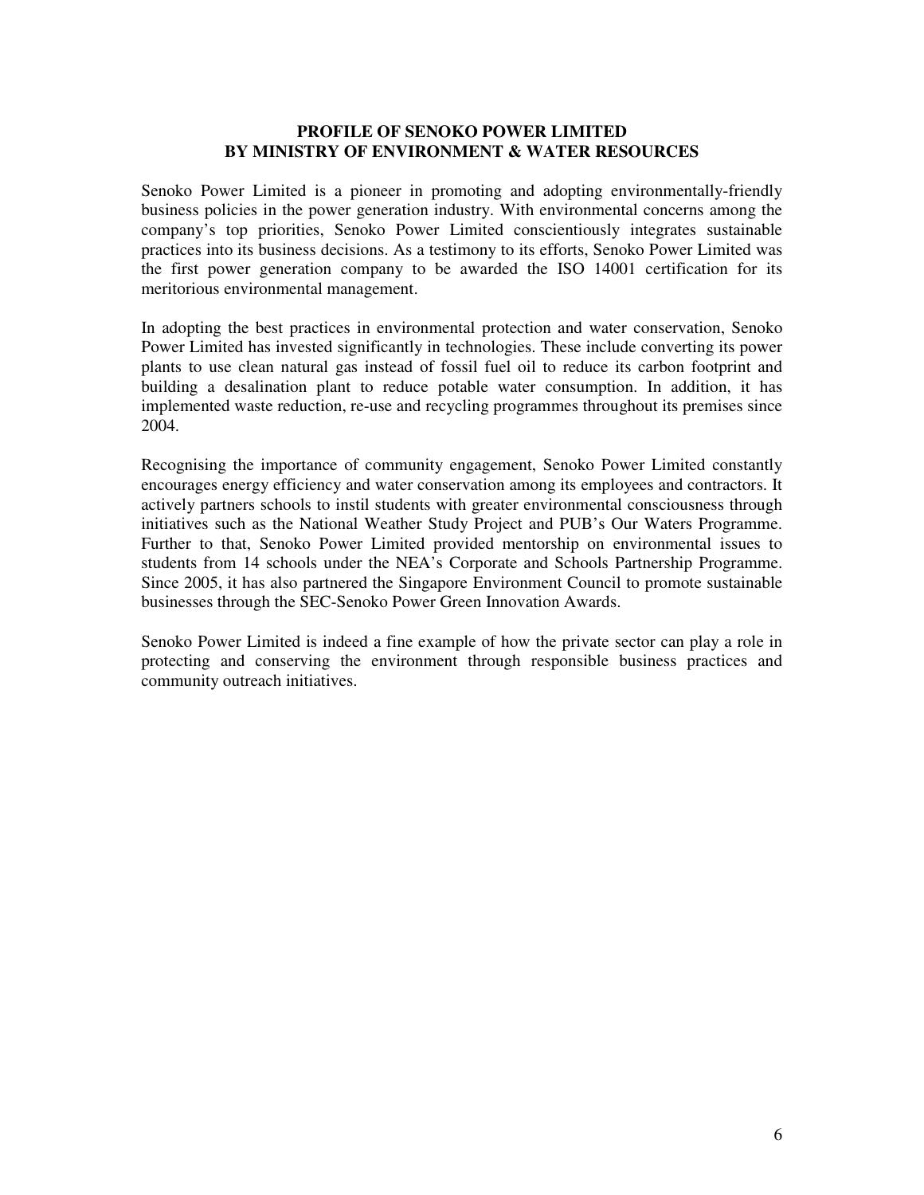# PROFILE OF SENOKO POWER LIMITED
# BY MINISTRY OF ENVIRONMENT & WATER RESOURCES

Senoko Power Limited is a pioneer in promoting and adopting environmentally-friendly business policies in the power generation industry. With environmental concerns among the company's top priorities, Senoko Power Limited conscientiously integrates sustainable practices into its business decisions. As a testimony to its efforts, Senoko Power Limited was the first power generation company to be awarded the ISO 14001 certification for its meritorious environmental management.

In adopting the best practices in environmental protection and water conservation, Senoko Power Limited has invested significantly in technologies. These include converting its power plants to use clean natural gas instead of fossil fuel oil to reduce its carbon footprint and building a desalination plant to reduce potable water consumption. In addition, it has implemented waste reduction, re-use and recycling programmes throughout its premises since 2004.

Recognising the importance of community engagement, Senoko Power Limited constantly encourages energy efficiency and water conservation among its employees and contractors. It actively partners schools to instil students with greater environmental consciousness through initiatives such as the National Weather Study Project and PUB's Our Waters Programme. Further to that, Senoko Power Limited provided mentorship on environmental issues to students from 14 schools under the NEA's Corporate and Schools Partnership Programme. Since 2005, it has also partnered the Singapore Environment Council to promote sustainable businesses through the SEC-Senoko Power Green Innovation Awards.

Senoko Power Limited is indeed a fine example of how the private sector can play a role in protecting and conserving the environment through responsible business practices and community outreach initiatives.